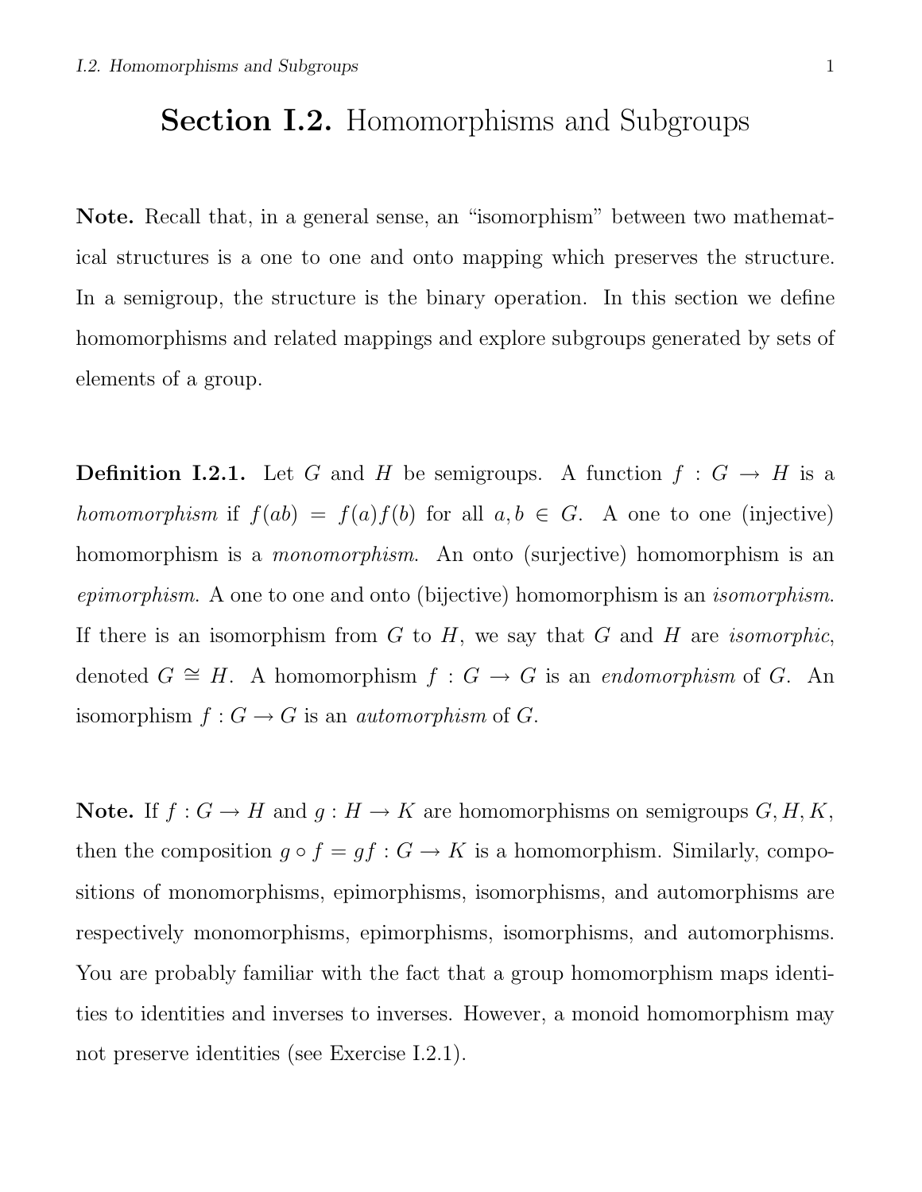# **Section I.2.** Homomorphisms and Subgroups

**Note.** Recall that, in a general sense, an "isomorphism" between two mathematical structures is a one to one and onto mapping which preserves the structure. In a semigroup, the structure is the binary operation. In this section we define homomorphisms and related mappings and explore subgroups generated by sets of elements of a group.

**Definition I.2.1.** Let $G$ and $H$ be semigroups. A function $f : G \to H$ is a *homomorphism* if $f(ab) = f(a)f(b)$ for all $a, b \in G$. A one to one (injective) homomorphism is a *monomorphism*. An onto (surjective) homomorphism is an *epimorphism*. A one to one and onto (bijective) homomorphism is an *isomorphism*. If there is an isomorphism from $G$ to $H$, we say that $G$ and $H$ are *isomorphic*, denoted $G \cong H$. A homomorphism $f : G \to G$ is an *endomorphism* of $G$. An isomorphism $f : G \to G$ is an *automorphism* of $G$.

**Note.** If $f : G \to H$ and $g : H \to K$ are homomorphisms on semigroups $G, H, K$, then the composition $g \circ f = gf : G \to K$ is a homomorphism. Similarly, compositions of monomorphisms, epimorphisms, isomorphisms, and automorphisms are respectively monomorphisms, epimorphisms, isomorphisms, and automorphisms. You are probably familiar with the fact that a group homomorphism maps identities to identities and inverses to inverses. However, a monoid homomorphism may not preserve identities (see Exercise I.2.1).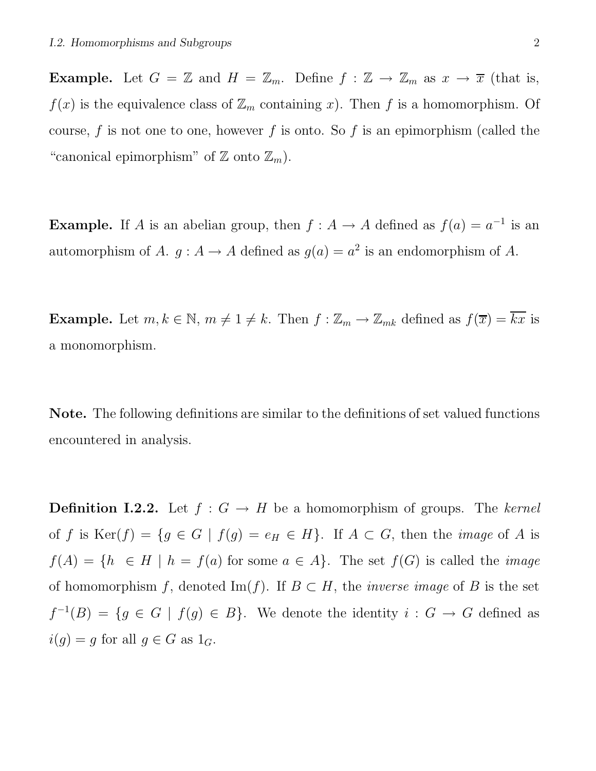**Example.** Let $G = \mathbb{Z}$ and $H = \mathbb{Z}_m$. Define $f : \mathbb{Z} \to \mathbb{Z}_m$ as $x \to \overline{x}$ (that is, $f(x)$ is the equivalence class of $\mathbb{Z}_m$ containing $x$). Then $f$ is a homomorphism. Of course, $f$ is not one to one, however $f$ is onto. So $f$ is an epimorphism (called the "canonical epimorphism" of $\mathbb{Z}$ onto $\mathbb{Z}_m$).

**Example.** If $A$ is an abelian group, then $f : A \to A$ defined as $f(a) = a^{-1}$ is an automorphism of $A$. $g : A \to A$ defined as $g(a) = a^2$ is an endomorphism of $A$.

**Example.** Let $m, k \in \mathbb{N}$, $m \neq 1 \neq k$. Then $f : \mathbb{Z}_m \to \mathbb{Z}_{mk}$ defined as $f(\overline{x}) = \overline{kx}$ is a monomorphism.

**Note.** The following definitions are similar to the definitions of set valued functions encountered in analysis.

**Definition I.2.2.** Let $f : G \to H$ be a homomorphism of groups. The *kernel* of $f$ is $\text{Ker}(f) = \{g \in G \mid f(g) = e_H \in H\}$. If $A \subset G$, then the *image* of $A$ is $f(A) = \{h \in H \mid h = f(a) \text{ for some } a \in A\}$. The set $f(G)$ is called the *image* of homomorphism $f$, denoted $\text{Im}(f)$. If $B \subset H$, the *inverse image* of $B$ is the set $f^{-1}(B) = \{g \in G \mid f(g) \in B\}$. We denote the identity $i : G \to G$ defined as $i(g) = g$ for all $g \in G$ as $1_G$.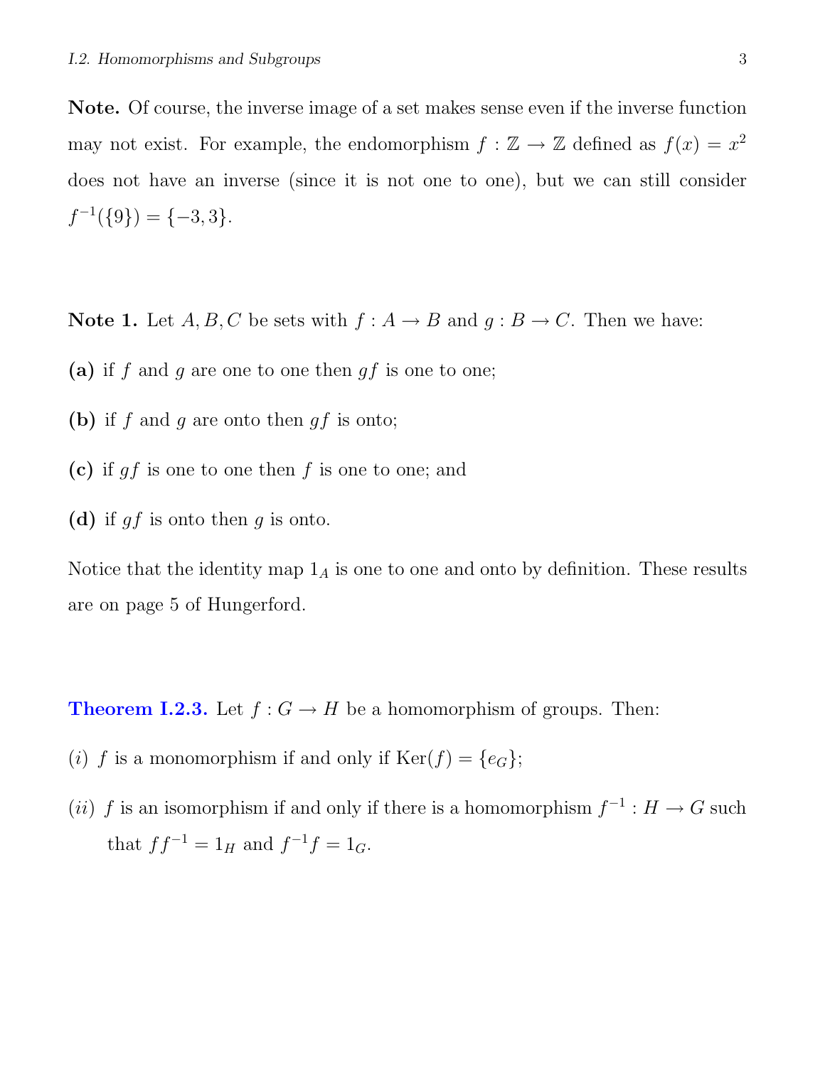**Note.** Of course, the inverse image of a set makes sense even if the inverse function may not exist. For example, the endomorphism $f : \mathbb{Z} \to \mathbb{Z}$ defined as $f(x) = x^2$ does not have an inverse (since it is not one to one), but we can still consider $f^{-1}(\{9\}) = \{-3, 3\}$.

**Note 1.** Let $A, B, C$ be sets with $f : A \to B$ and $g : B \to C$. Then we have:

**(a)** if $f$ and $g$ are one to one then $gf$ is one to one;

**(b)** if $f$ and $g$ are onto then $gf$ is onto;

**(c)** if $gf$ is one to one then $f$ is one to one; and

**(d)** if $gf$ is onto then $g$ is onto.

Notice that the identity map $1_A$ is one to one and onto by definition. These results are on page 5 of Hungerford.

**Theorem I.2.3.** Let $f : G \to H$ be a homomorphism of groups. Then:

$(i)$ $f$ is a monomorphism if and only if $\text{Ker}(f) = \{e_G\}$;

$(ii)$ $f$ is an isomorphism if and only if there is a homomorphism $f^{-1} : H \to G$ such that $ff^{-1} = 1_H$ and $f^{-1}f = 1_G$.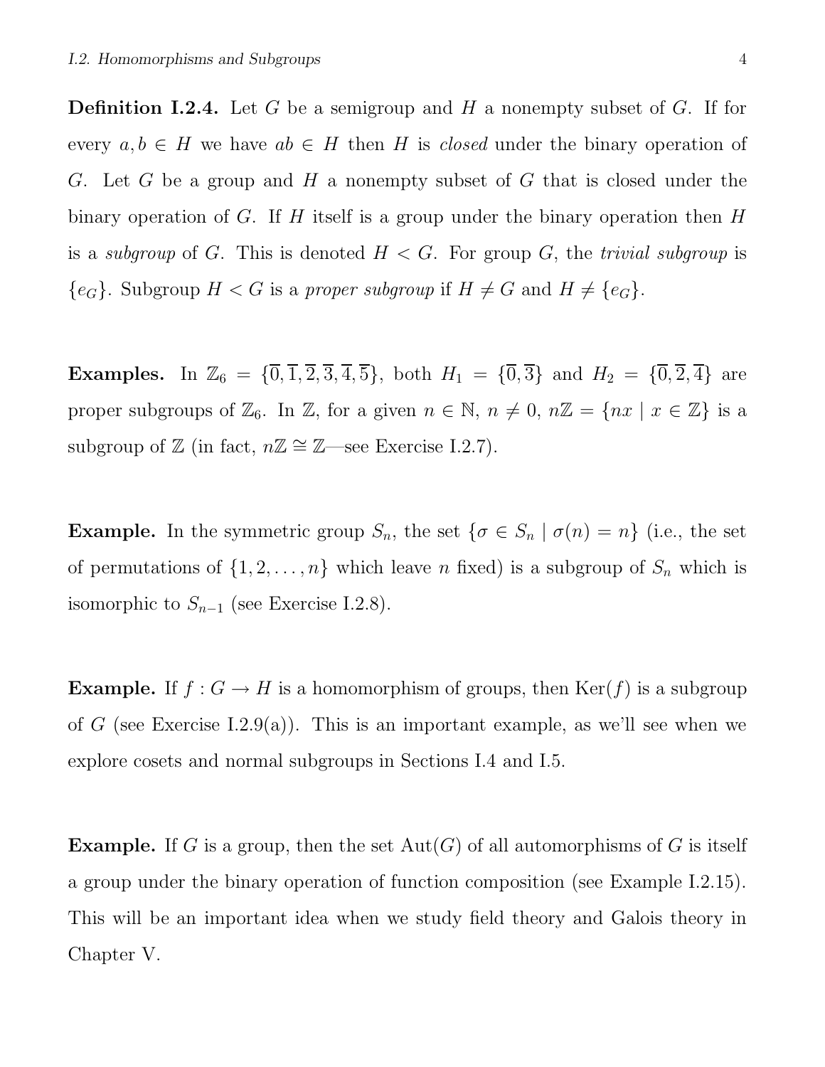**Definition I.2.4.** Let $G$ be a semigroup and $H$ a nonempty subset of $G$. If for every $a, b \in H$ we have $ab \in H$ then $H$ is *closed* under the binary operation of $G$. Let $G$ be a group and $H$ a nonempty subset of $G$ that is closed under the binary operation of $G$. If $H$ itself is a group under the binary operation then $H$ is a *subgroup* of $G$. This is denoted $H < G$. For group $G$, the *trivial subgroup* is $\{e_G\}$. Subgroup $H < G$ is a *proper subgroup* if $H \neq G$ and $H \neq \{e_G\}$.

**Examples.** In $\mathbb{Z}_6 = \{\overline{0}, \overline{1}, \overline{2}, \overline{3}, \overline{4}, \overline{5}\}$, both $H_1 = \{\overline{0}, \overline{3}\}$ and $H_2 = \{\overline{0}, \overline{2}, \overline{4}\}$ are proper subgroups of $\mathbb{Z}_6$. In $\mathbb{Z}$, for a given $n \in \mathbb{N}$, $n \neq 0$, $n\mathbb{Z} = \{nx \mid x \in \mathbb{Z}\}$ is a subgroup of $\mathbb{Z}$ (in fact, $n\mathbb{Z} \cong \mathbb{Z}$—see Exercise I.2.7).

**Example.** In the symmetric group $S_n$, the set $\{\sigma \in S_n \mid \sigma(n) = n\}$ (i.e., the set of permutations of $\{1, 2, \ldots, n\}$ which leave $n$ fixed) is a subgroup of $S_n$ which is isomorphic to $S_{n-1}$ (see Exercise I.2.8).

**Example.** If $f : G \to H$ is a homomorphism of groups, then $\text{Ker}(f)$ is a subgroup of $G$ (see Exercise I.2.9(a)). This is an important example, as we'll see when we explore cosets and normal subgroups in Sections I.4 and I.5.

**Example.** If $G$ is a group, then the set $\text{Aut}(G)$ of all automorphisms of $G$ is itself a group under the binary operation of function composition (see Example I.2.15). This will be an important idea when we study field theory and Galois theory in Chapter V.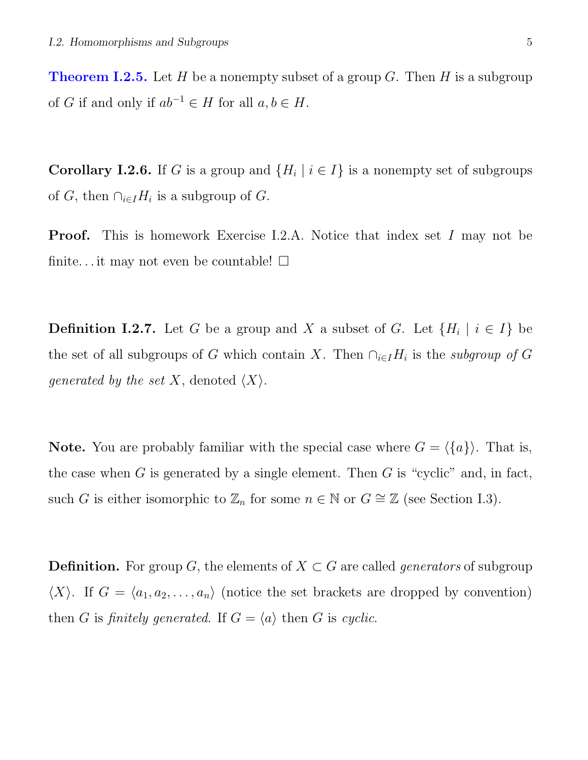**Theorem I.2.5.** Let $H$ be a nonempty subset of a group $G$. Then $H$ is a subgroup of $G$ if and only if $ab^{-1} \in H$ for all $a, b \in H$.

**Corollary I.2.6.** If $G$ is a group and $\{H_i \mid i \in I\}$ is a nonempty set of subgroups of $G$, then $\cap_{i \in I} H_i$ is a subgroup of $G$.

**Proof.** This is homework Exercise I.2.A. Notice that index set $I$ may not be finite...it may not even be countable! $\square$

**Definition I.2.7.** Let $G$ be a group and $X$ a subset of $G$. Let $\{H_i \mid i \in I\}$ be the set of all subgroups of $G$ which contain $X$. Then $\cap_{i \in I} H_i$ is the *subgroup of $G$ generated by the set $X$*, denoted $\langle X \rangle$.

**Note.** You are probably familiar with the special case where $G = \langle \{a\} \rangle$. That is, the case when $G$ is generated by a single element. Then $G$ is "cyclic" and, in fact, such $G$ is either isomorphic to $\mathbb{Z}_n$ for some $n \in \mathbb{N}$ or $G \cong \mathbb{Z}$ (see Section I.3).

**Definition.** For group $G$, the elements of $X \subset G$ are called *generators* of subgroup $\langle X \rangle$. If $G = \langle a_1, a_2, \ldots, a_n \rangle$ (notice the set brackets are dropped by convention) then $G$ is *finitely generated*. If $G = \langle a \rangle$ then $G$ is *cyclic*.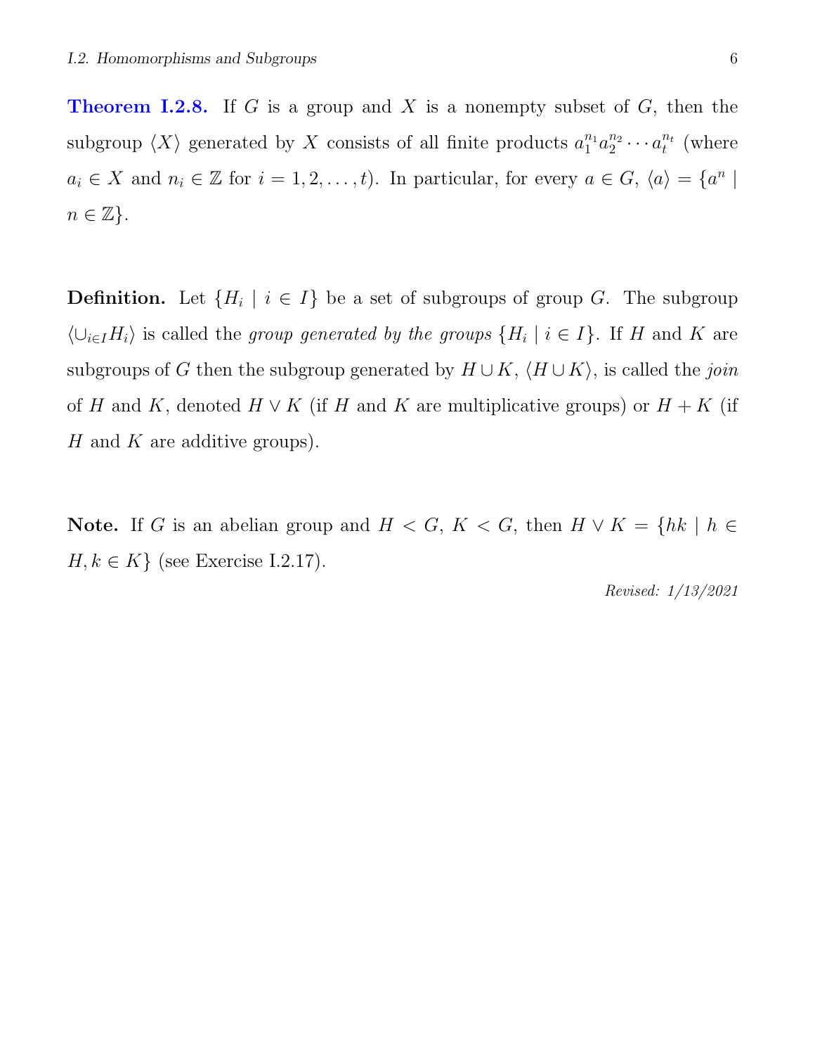**Theorem I.2.8.** If $G$ is a group and $X$ is a nonempty subset of $G$, then the subgroup $\langle X \rangle$ generated by $X$ consists of all finite products $a_1^{n_1} a_2^{n_2} \cdots a_t^{n_t}$ (where $a_i \in X$ and $n_i \in \mathbb{Z}$ for $i = 1, 2, \ldots, t$). In particular, for every $a \in G$, $\langle a \rangle = \{a^n \mid n \in \mathbb{Z}\}$.

**Definition.** Let $\{H_i \mid i \in I\}$ be a set of subgroups of group $G$. The subgroup $\langle \cup_{i \in I} H_i \rangle$ is called the *group generated by the groups* $\{H_i \mid i \in I\}$. If $H$ and $K$ are subgroups of $G$ then the subgroup generated by $H \cup K$, $\langle H \cup K \rangle$, is called the *join* of $H$ and $K$, denoted $H \vee K$ (if $H$ and $K$ are multiplicative groups) or $H + K$ (if $H$ and $K$ are additive groups).

**Note.** If $G$ is an abelian group and $H < G$, $K < G$, then $H \vee K = \{hk \mid h \in H, k \in K\}$ (see Exercise I.2.17).

*Revised: 1/13/2021*